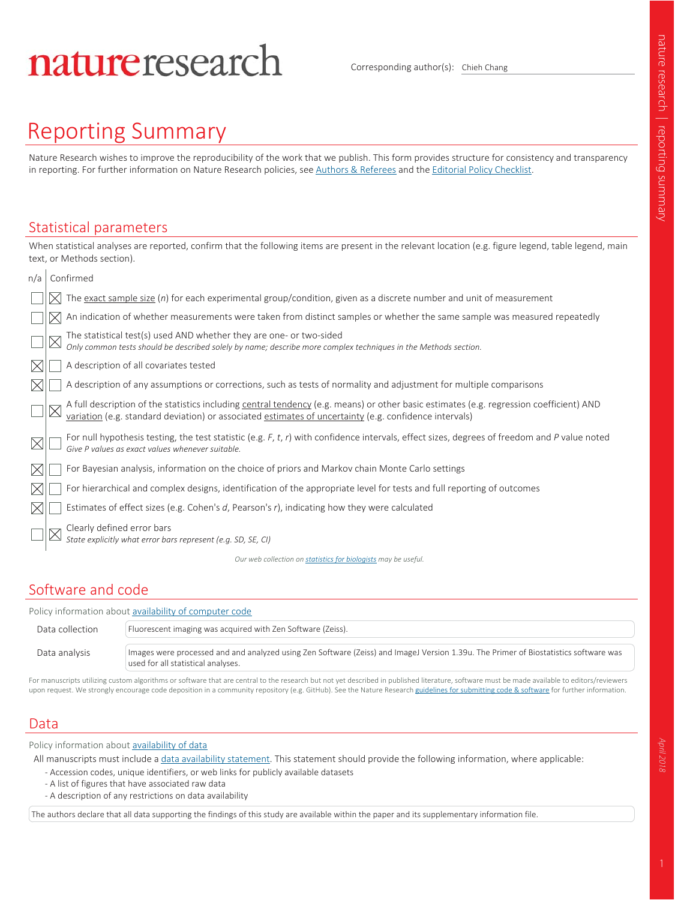natureresearch

Corresponding author(s): Chieh Chang

# Reporting Summary

Nature Research wishes to improve the reproducibility of the work that we publish. This form provides structure for consistency and transparency in reporting. For further information on Nature Research policies, see Authors & Referees and the Editorial Policy Checklist.

## Statistical parameters

When statistical analyses are reported, confirm that the following items are present in the relevant location (e.g. figure legend, table legend, main text, or Methods section).

| n/a | Confirmed | |
|---|---|---|
| ☐ | ☒ | The exact sample size ($n$) for each experimental group/condition, given as a discrete number and unit of measurement |
| ☐ | ☒ | An indication of whether measurements were taken from distinct samples or whether the same sample was measured repeatedly |
| ☐ | ☒ | The statistical test(s) used AND whether they are one- or two-sided *Only common tests should be described solely by name; describe more complex techniques in the Methods section.* |
| ☒ | ☐ | A description of all covariates tested |
| ☒ | ☐ | A description of any assumptions or corrections, such as tests of normality and adjustment for multiple comparisons |
| ☐ | ☒ | A full description of the statistics including central tendency (e.g. means) or other basic estimates (e.g. regression coefficient) AND variation (e.g. standard deviation) or associated estimates of uncertainty (e.g. confidence intervals) |
| ☒ | ☐ | For null hypothesis testing, the test statistic (e.g. $F$, $t$, $r$) with confidence intervals, effect sizes, degrees of freedom and $P$ value noted *Give P values as exact values whenever suitable.* |
| ☒ | ☐ | For Bayesian analysis, information on the choice of priors and Markov chain Monte Carlo settings |
| ☒ | ☐ | For hierarchical and complex designs, identification of the appropriate level for tests and full reporting of outcomes |
| ☒ | ☐ | Estimates of effect sizes (e.g. Cohen's $d$, Pearson's $r$), indicating how they were calculated |
| ☐ | ☒ | Clearly defined error bars *State explicitly what error bars represent (e.g. SD, SE, CI)* |

*Our web collection on statistics for biologists may be useful.*

## Software and code

Policy information about availability of computer code

| | |
|---|---|
| Data collection | Fluorescent imaging was acquired with Zen Software (Zeiss). |
| Data analysis | Images were processed and and analyzed using Zen Software (Zeiss) and ImageJ Version 1.39u. The Primer of Biostatistics software was used for all statistical analyses. |

For manuscripts utilizing custom algorithms or software that are central to the research but not yet described in published literature, software must be made available to editors/reviewers upon request. We strongly encourage code deposition in a community repository (e.g. GitHub). See the Nature Research guidelines for submitting code & software for further information.

## Data

Policy information about availability of data

All manuscripts must include a data availability statement. This statement should provide the following information, where applicable:
- Accession codes, unique identifiers, or web links for publicly available datasets
- A list of figures that have associated raw data
- A description of any restrictions on data availability

The authors declare that all data supporting the findings of this study are available within the paper and its supplementary information file.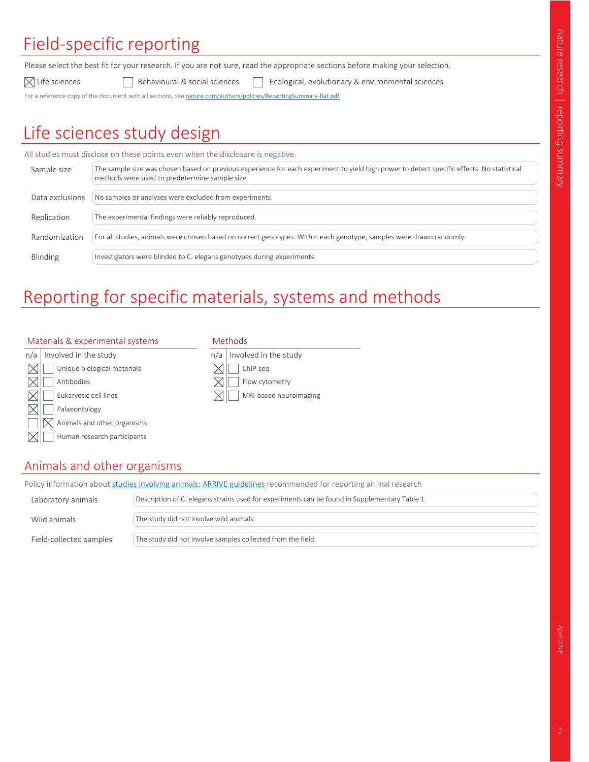# Field-specific reporting

Please select the best fit for your research. If you are not sure, read the appropriate sections before making your selection.

☒ Life sciences ☐ Behavioural & social sciences ☐ Ecological, evolutionary & environmental sciences

For a reference copy of the document with all sections, see nature.com/authors/policies/ReportingSummary-flat.pdf

# Life sciences study design

All studies must disclose on these points even when the disclosure is negative.

| | |
|---|---|
| Sample size | The sample size was chosen based on previous experience for each experiment to yield high power to detect specific effects. No statistical methods were used to predetermine sample size. |
| Data exclusions | No samples or analyses were excluded from experiments. |
| Replication | The experimental findings were reliably reproduced. |
| Randomization | For all studies, animals were chosen based on correct genotypes. Within each genotype, samples were drawn randomly. |
| Blinding | Investigators were blinded to C. elegans genotypes during experiments. |

# Reporting for specific materials, systems and methods

## Materials & experimental systems

| n/a | Involved in the study |
|---|---|
| ☒ | ☐ Unique biological materials |
| ☒ | ☐ Antibodies |
| ☒ | ☐ Eukaryotic cell lines |
| ☒ | ☐ Palaeontology |
| ☐ | ☒ Animals and other organisms |
| ☒ | ☐ Human research participants |

## Methods

| n/a | Involved in the study |
|---|---|
| ☒ | ☐ ChIP-seq |
| ☒ | ☐ Flow cytometry |
| ☒ | ☐ MRI-based neuroimaging |

## Animals and other organisms

Policy information about studies involving animals; ARRIVE guidelines recommended for reporting animal research

| | |
|---|---|
| Laboratory animals | Description of C. elegans strains used for experiments can be found in Supplementary Table 1. |
| Wild animals | The study did not involve wild animals. |
| Field-collected samples | The study did not involve samples collected from the field. |